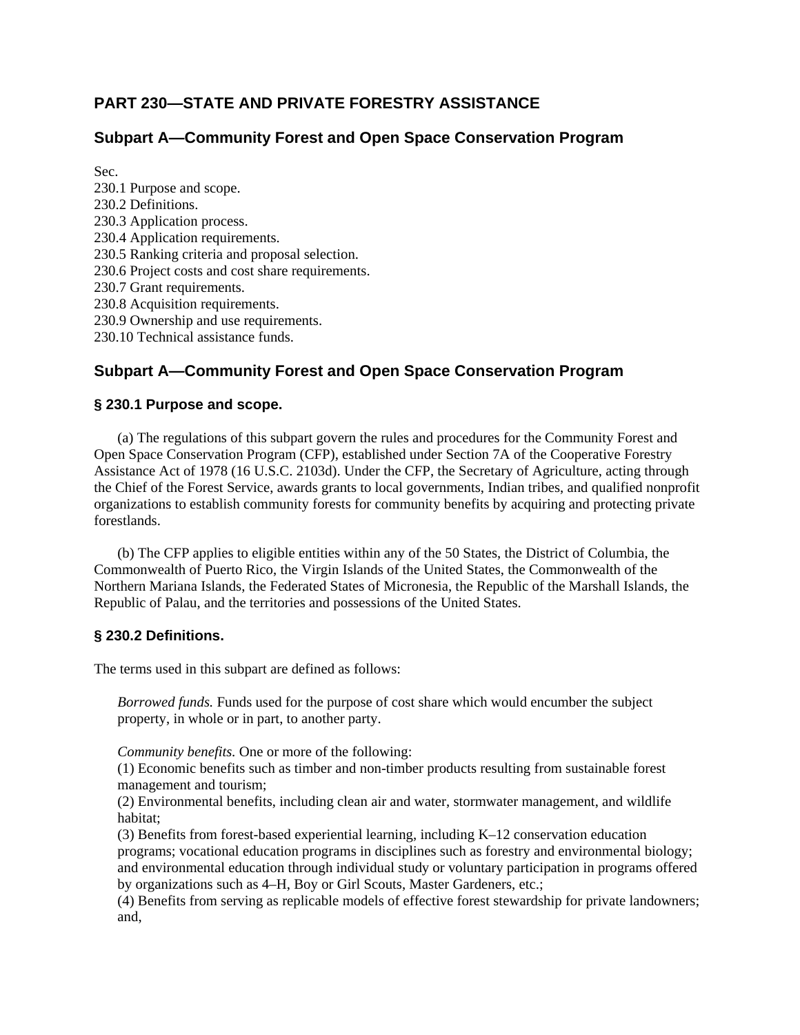# PART 230—STATE AND PRIVATE FORESTRY ASSISTANCE

## Subpart A—Community Forest and Open Space Conservation Program

Sec.
230.1 Purpose and scope.
230.2 Definitions.
230.3 Application process.
230.4 Application requirements.
230.5 Ranking criteria and proposal selection.
230.6 Project costs and cost share requirements.
230.7 Grant requirements.
230.8 Acquisition requirements.
230.9 Ownership and use requirements.
230.10 Technical assistance funds.

## Subpart A—Community Forest and Open Space Conservation Program

### § 230.1 Purpose and scope.

(a) The regulations of this subpart govern the rules and procedures for the Community Forest and Open Space Conservation Program (CFP), established under Section 7A of the Cooperative Forestry Assistance Act of 1978 (16 U.S.C. 2103d). Under the CFP, the Secretary of Agriculture, acting through the Chief of the Forest Service, awards grants to local governments, Indian tribes, and qualified nonprofit organizations to establish community forests for community benefits by acquiring and protecting private forestlands.

(b) The CFP applies to eligible entities within any of the 50 States, the District of Columbia, the Commonwealth of Puerto Rico, the Virgin Islands of the United States, the Commonwealth of the Northern Mariana Islands, the Federated States of Micronesia, the Republic of the Marshall Islands, the Republic of Palau, and the territories and possessions of the United States.

### § 230.2 Definitions.

The terms used in this subpart are defined as follows:

*Borrowed funds.* Funds used for the purpose of cost share which would encumber the subject property, in whole or in part, to another party.

*Community benefits.* One or more of the following:
(1) Economic benefits such as timber and non-timber products resulting from sustainable forest management and tourism;
(2) Environmental benefits, including clean air and water, stormwater management, and wildlife habitat;
(3) Benefits from forest-based experiential learning, including K–12 conservation education programs; vocational education programs in disciplines such as forestry and environmental biology; and environmental education through individual study or voluntary participation in programs offered by organizations such as 4–H, Boy or Girl Scouts, Master Gardeners, etc.;
(4) Benefits from serving as replicable models of effective forest stewardship for private landowners; and,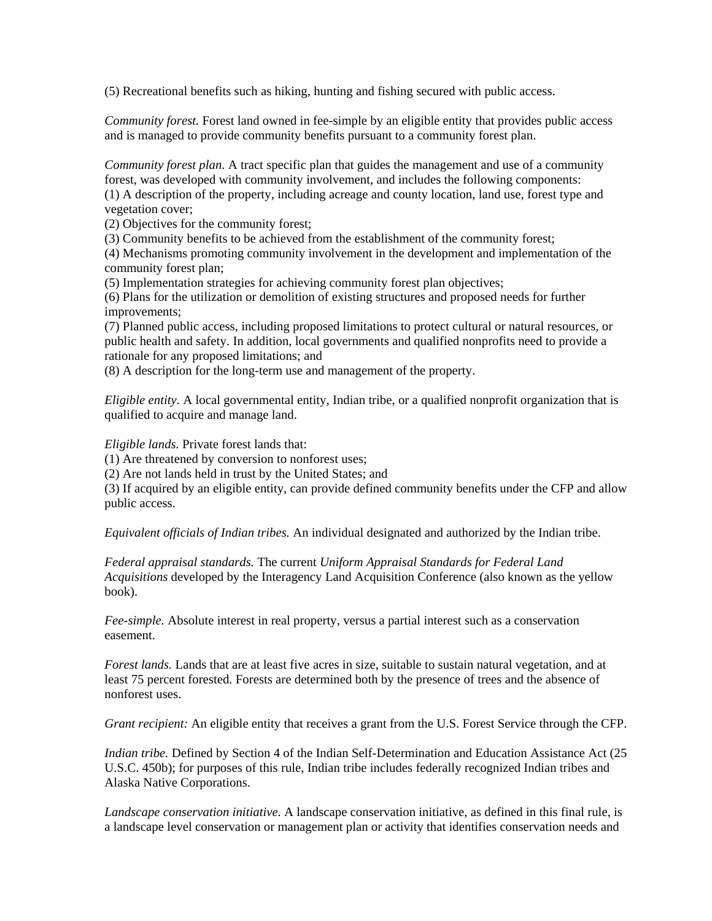(5) Recreational benefits such as hiking, hunting and fishing secured with public access.

*Community forest.* Forest land owned in fee-simple by an eligible entity that provides public access and is managed to provide community benefits pursuant to a community forest plan.

*Community forest plan.* A tract specific plan that guides the management and use of a community forest, was developed with community involvement, and includes the following components:
(1) A description of the property, including acreage and county location, land use, forest type and vegetation cover;
(2) Objectives for the community forest;
(3) Community benefits to be achieved from the establishment of the community forest;
(4) Mechanisms promoting community involvement in the development and implementation of the community forest plan;
(5) Implementation strategies for achieving community forest plan objectives;
(6) Plans for the utilization or demolition of existing structures and proposed needs for further improvements;
(7) Planned public access, including proposed limitations to protect cultural or natural resources, or public health and safety. In addition, local governments and qualified nonprofits need to provide a rationale for any proposed limitations; and
(8) A description for the long-term use and management of the property.

*Eligible entity.* A local governmental entity, Indian tribe, or a qualified nonprofit organization that is qualified to acquire and manage land.

*Eligible lands.* Private forest lands that:
(1) Are threatened by conversion to nonforest uses;
(2) Are not lands held in trust by the United States; and
(3) If acquired by an eligible entity, can provide defined community benefits under the CFP and allow public access.

*Equivalent officials of Indian tribes.* An individual designated and authorized by the Indian tribe.

*Federal appraisal standards.* The current *Uniform Appraisal Standards for Federal Land Acquisitions* developed by the Interagency Land Acquisition Conference (also known as the yellow book).

*Fee-simple.* Absolute interest in real property, versus a partial interest such as a conservation easement.

*Forest lands.* Lands that are at least five acres in size, suitable to sustain natural vegetation, and at least 75 percent forested. Forests are determined both by the presence of trees and the absence of nonforest uses.

*Grant recipient:* An eligible entity that receives a grant from the U.S. Forest Service through the CFP.

*Indian tribe.* Defined by Section 4 of the Indian Self-Determination and Education Assistance Act (25 U.S.C. 450b); for purposes of this rule, Indian tribe includes federally recognized Indian tribes and Alaska Native Corporations.

*Landscape conservation initiative.* A landscape conservation initiative, as defined in this final rule, is a landscape level conservation or management plan or activity that identifies conservation needs and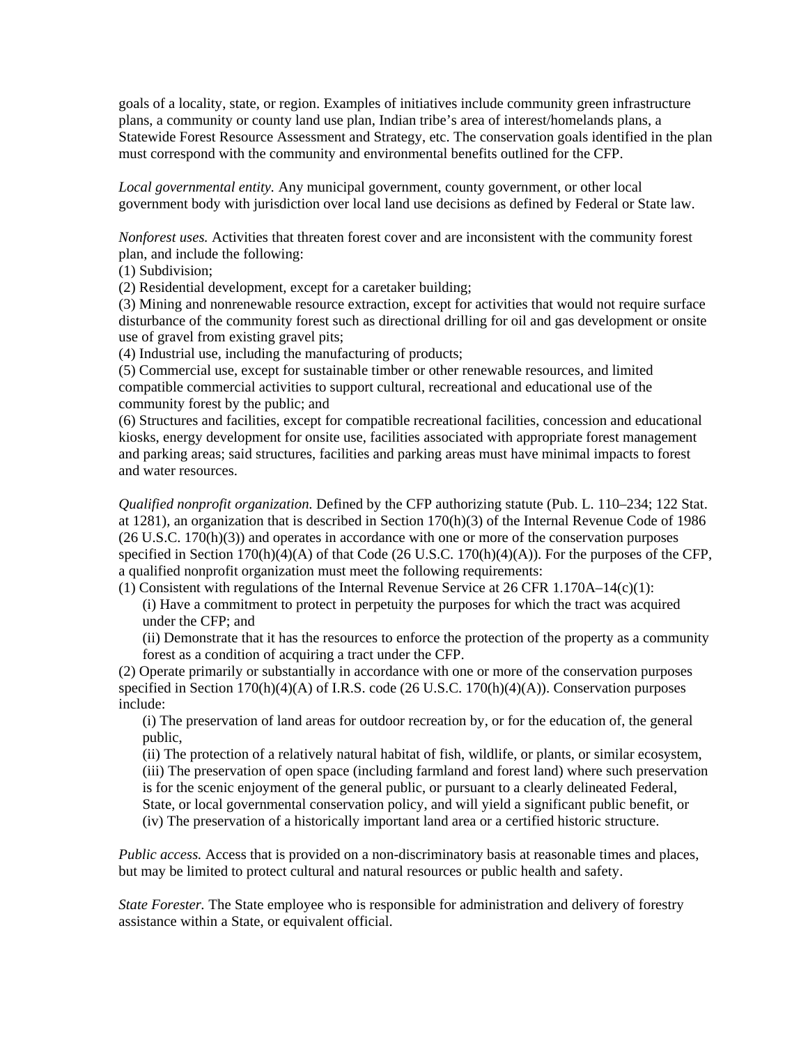goals of a locality, state, or region. Examples of initiatives include community green infrastructure plans, a community or county land use plan, Indian tribe's area of interest/homelands plans, a Statewide Forest Resource Assessment and Strategy, etc. The conservation goals identified in the plan must correspond with the community and environmental benefits outlined for the CFP.

*Local governmental entity.* Any municipal government, county government, or other local government body with jurisdiction over local land use decisions as defined by Federal or State law.

*Nonforest uses.* Activities that threaten forest cover and are inconsistent with the community forest plan, and include the following:
(1) Subdivision;
(2) Residential development, except for a caretaker building;
(3) Mining and nonrenewable resource extraction, except for activities that would not require surface disturbance of the community forest such as directional drilling for oil and gas development or onsite use of gravel from existing gravel pits;
(4) Industrial use, including the manufacturing of products;
(5) Commercial use, except for sustainable timber or other renewable resources, and limited compatible commercial activities to support cultural, recreational and educational use of the community forest by the public; and
(6) Structures and facilities, except for compatible recreational facilities, concession and educational kiosks, energy development for onsite use, facilities associated with appropriate forest management and parking areas; said structures, facilities and parking areas must have minimal impacts to forest and water resources.

*Qualified nonprofit organization.* Defined by the CFP authorizing statute (Pub. L. 110–234; 122 Stat. at 1281), an organization that is described in Section 170(h)(3) of the Internal Revenue Code of 1986 (26 U.S.C. 170(h)(3)) and operates in accordance with one or more of the conservation purposes specified in Section 170(h)(4)(A) of that Code (26 U.S.C. 170(h)(4)(A)). For the purposes of the CFP, a qualified nonprofit organization must meet the following requirements:
(1) Consistent with regulations of the Internal Revenue Service at 26 CFR 1.170A–14(c)(1):
  (i) Have a commitment to protect in perpetuity the purposes for which the tract was acquired under the CFP; and
  (ii) Demonstrate that it has the resources to enforce the protection of the property as a community forest as a condition of acquiring a tract under the CFP.
(2) Operate primarily or substantially in accordance with one or more of the conservation purposes specified in Section 170(h)(4)(A) of I.R.S. code (26 U.S.C. 170(h)(4)(A)). Conservation purposes include:
  (i) The preservation of land areas for outdoor recreation by, or for the education of, the general public,
  (ii) The protection of a relatively natural habitat of fish, wildlife, or plants, or similar ecosystem,
  (iii) The preservation of open space (including farmland and forest land) where such preservation is for the scenic enjoyment of the general public, or pursuant to a clearly delineated Federal, State, or local governmental conservation policy, and will yield a significant public benefit, or
  (iv) The preservation of a historically important land area or a certified historic structure.

*Public access.* Access that is provided on a non-discriminatory basis at reasonable times and places, but may be limited to protect cultural and natural resources or public health and safety.

*State Forester.* The State employee who is responsible for administration and delivery of forestry assistance within a State, or equivalent official.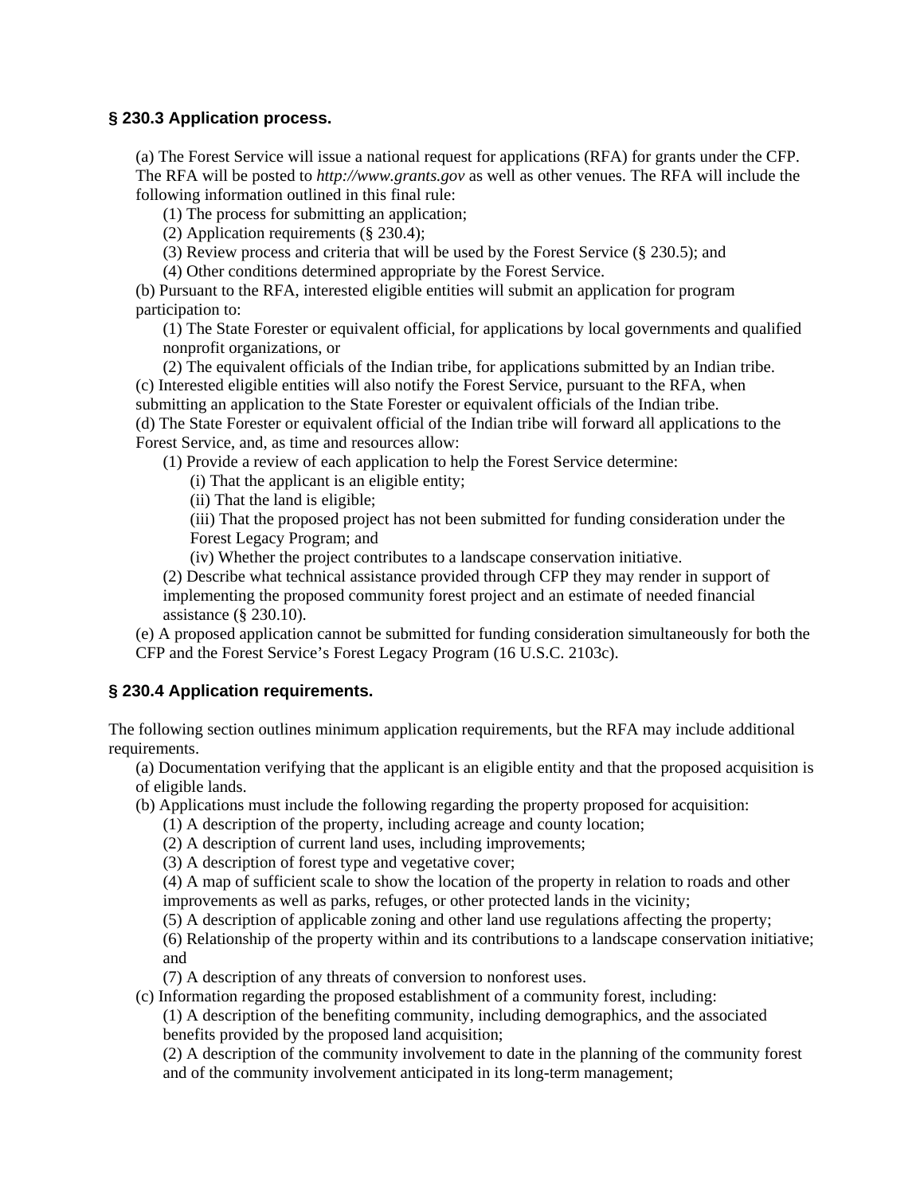### § 230.3 Application process.

(a) The Forest Service will issue a national request for applications (RFA) for grants under the CFP. The RFA will be posted to *http://www.grants.gov* as well as other venues. The RFA will include the following information outlined in this final rule:

(1) The process for submitting an application;

(2) Application requirements (§ 230.4);

(3) Review process and criteria that will be used by the Forest Service (§ 230.5); and

(4) Other conditions determined appropriate by the Forest Service.

(b) Pursuant to the RFA, interested eligible entities will submit an application for program participation to:

(1) The State Forester or equivalent official, for applications by local governments and qualified nonprofit organizations, or

(2) The equivalent officials of the Indian tribe, for applications submitted by an Indian tribe.

(c) Interested eligible entities will also notify the Forest Service, pursuant to the RFA, when submitting an application to the State Forester or equivalent officials of the Indian tribe.

(d) The State Forester or equivalent official of the Indian tribe will forward all applications to the Forest Service, and, as time and resources allow:

(1) Provide a review of each application to help the Forest Service determine:

(i) That the applicant is an eligible entity;

(ii) That the land is eligible;

(iii) That the proposed project has not been submitted for funding consideration under the Forest Legacy Program; and

(iv) Whether the project contributes to a landscape conservation initiative.

(2) Describe what technical assistance provided through CFP they may render in support of implementing the proposed community forest project and an estimate of needed financial assistance (§ 230.10).

(e) A proposed application cannot be submitted for funding consideration simultaneously for both the CFP and the Forest Service's Forest Legacy Program (16 U.S.C. 2103c).

### § 230.4 Application requirements.

The following section outlines minimum application requirements, but the RFA may include additional requirements.

(a) Documentation verifying that the applicant is an eligible entity and that the proposed acquisition is of eligible lands.

(b) Applications must include the following regarding the property proposed for acquisition:

(1) A description of the property, including acreage and county location;

(2) A description of current land uses, including improvements;

(3) A description of forest type and vegetative cover;

(4) A map of sufficient scale to show the location of the property in relation to roads and other improvements as well as parks, refuges, or other protected lands in the vicinity;

(5) A description of applicable zoning and other land use regulations affecting the property;

(6) Relationship of the property within and its contributions to a landscape conservation initiative; and

(7) A description of any threats of conversion to nonforest uses.

(c) Information regarding the proposed establishment of a community forest, including:

(1) A description of the benefiting community, including demographics, and the associated benefits provided by the proposed land acquisition;

(2) A description of the community involvement to date in the planning of the community forest and of the community involvement anticipated in its long-term management;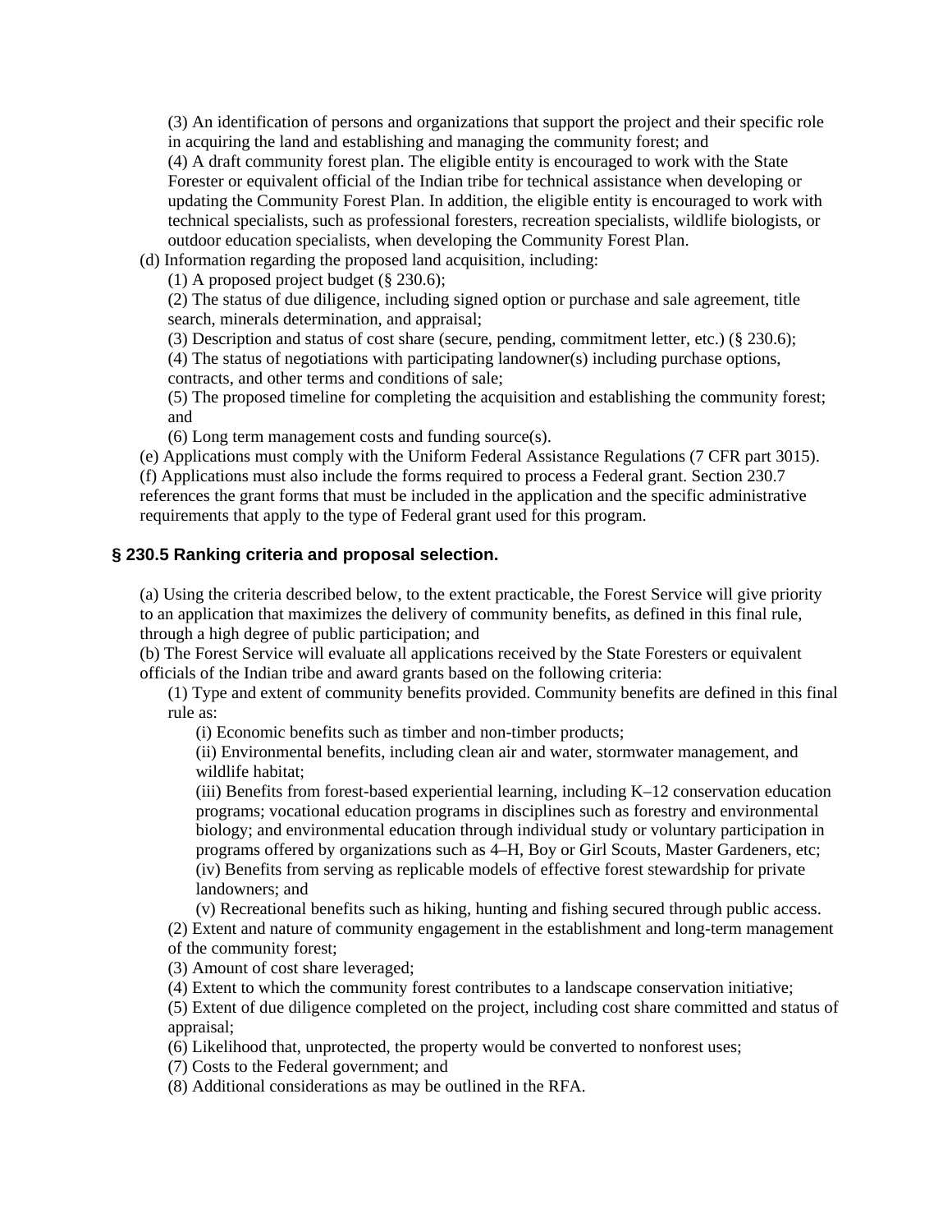(3) An identification of persons and organizations that support the project and their specific role in acquiring the land and establishing and managing the community forest; and

(4) A draft community forest plan. The eligible entity is encouraged to work with the State Forester or equivalent official of the Indian tribe for technical assistance when developing or updating the Community Forest Plan. In addition, the eligible entity is encouraged to work with technical specialists, such as professional foresters, recreation specialists, wildlife biologists, or outdoor education specialists, when developing the Community Forest Plan.

(d) Information regarding the proposed land acquisition, including:

(1) A proposed project budget (§ 230.6);

(2) The status of due diligence, including signed option or purchase and sale agreement, title search, minerals determination, and appraisal;

(3) Description and status of cost share (secure, pending, commitment letter, etc.) (§ 230.6);

(4) The status of negotiations with participating landowner(s) including purchase options, contracts, and other terms and conditions of sale;

(5) The proposed timeline for completing the acquisition and establishing the community forest; and

(6) Long term management costs and funding source(s).

(e) Applications must comply with the Uniform Federal Assistance Regulations (7 CFR part 3015).

(f) Applications must also include the forms required to process a Federal grant. Section 230.7 references the grant forms that must be included in the application and the specific administrative requirements that apply to the type of Federal grant used for this program.

### § 230.5 Ranking criteria and proposal selection.

(a) Using the criteria described below, to the extent practicable, the Forest Service will give priority to an application that maximizes the delivery of community benefits, as defined in this final rule, through a high degree of public participation; and

(b) The Forest Service will evaluate all applications received by the State Foresters or equivalent officials of the Indian tribe and award grants based on the following criteria:

(1) Type and extent of community benefits provided. Community benefits are defined in this final rule as:

(i) Economic benefits such as timber and non-timber products;

(ii) Environmental benefits, including clean air and water, stormwater management, and wildlife habitat;

(iii) Benefits from forest-based experiential learning, including K–12 conservation education programs; vocational education programs in disciplines such as forestry and environmental biology; and environmental education through individual study or voluntary participation in programs offered by organizations such as 4–H, Boy or Girl Scouts, Master Gardeners, etc;

(iv) Benefits from serving as replicable models of effective forest stewardship for private landowners; and

(v) Recreational benefits such as hiking, hunting and fishing secured through public access.

(2) Extent and nature of community engagement in the establishment and long-term management of the community forest;

(3) Amount of cost share leveraged;

(4) Extent to which the community forest contributes to a landscape conservation initiative;

(5) Extent of due diligence completed on the project, including cost share committed and status of appraisal;

(6) Likelihood that, unprotected, the property would be converted to nonforest uses;

(7) Costs to the Federal government; and

(8) Additional considerations as may be outlined in the RFA.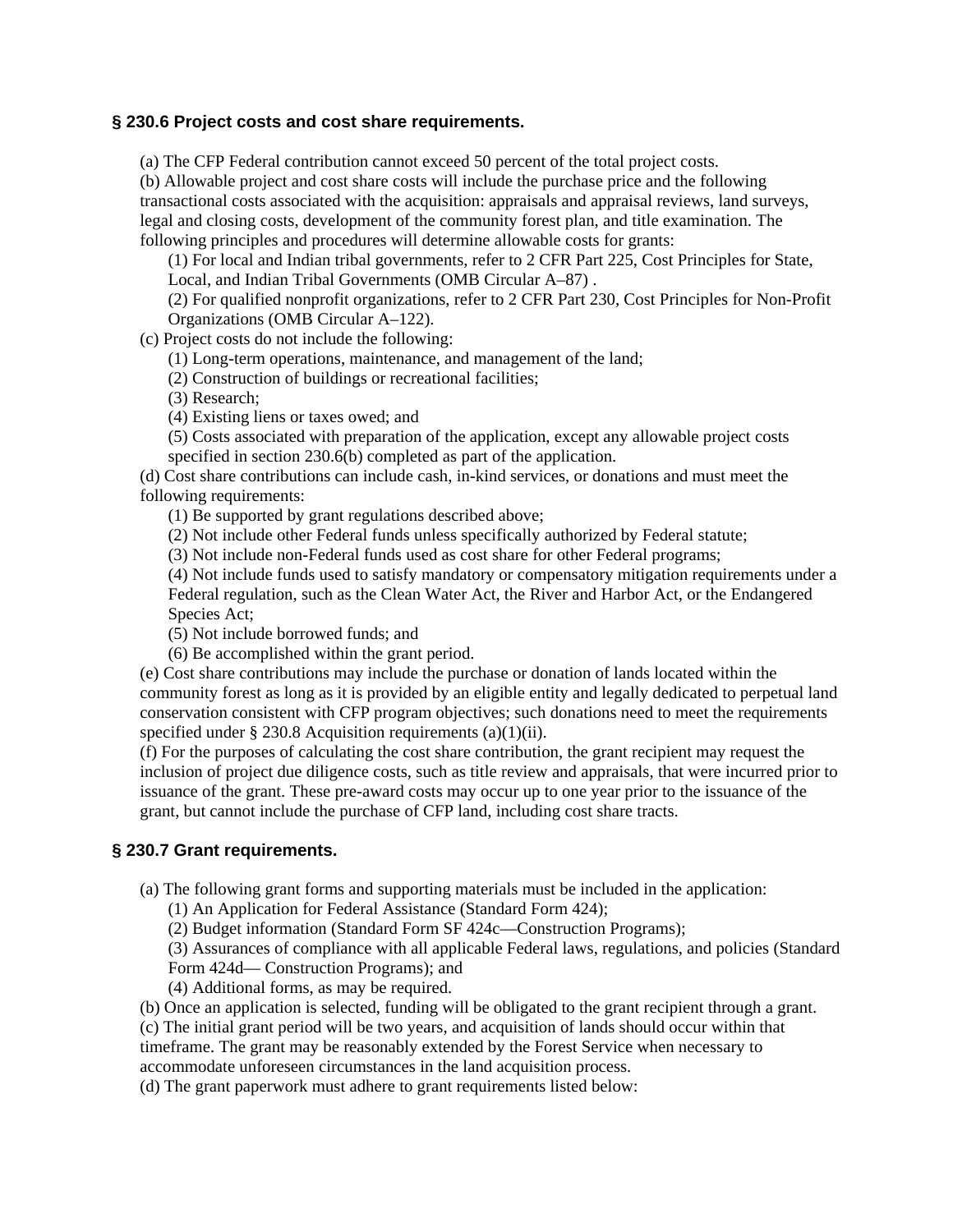### § 230.6 Project costs and cost share requirements.

(a) The CFP Federal contribution cannot exceed 50 percent of the total project costs.

(b) Allowable project and cost share costs will include the purchase price and the following transactional costs associated with the acquisition: appraisals and appraisal reviews, land surveys, legal and closing costs, development of the community forest plan, and title examination. The following principles and procedures will determine allowable costs for grants:

(1) For local and Indian tribal governments, refer to 2 CFR Part 225, Cost Principles for State, Local, and Indian Tribal Governments (OMB Circular A–87) .

(2) For qualified nonprofit organizations, refer to 2 CFR Part 230, Cost Principles for Non-Profit Organizations (OMB Circular A–122).

(c) Project costs do not include the following:

(1) Long-term operations, maintenance, and management of the land;

(2) Construction of buildings or recreational facilities;

(3) Research;

(4) Existing liens or taxes owed; and

(5) Costs associated with preparation of the application, except any allowable project costs specified in section 230.6(b) completed as part of the application.

(d) Cost share contributions can include cash, in-kind services, or donations and must meet the following requirements:

(1) Be supported by grant regulations described above;

(2) Not include other Federal funds unless specifically authorized by Federal statute;

(3) Not include non-Federal funds used as cost share for other Federal programs;

(4) Not include funds used to satisfy mandatory or compensatory mitigation requirements under a Federal regulation, such as the Clean Water Act, the River and Harbor Act, or the Endangered Species Act;

(5) Not include borrowed funds; and

(6) Be accomplished within the grant period.

(e) Cost share contributions may include the purchase or donation of lands located within the community forest as long as it is provided by an eligible entity and legally dedicated to perpetual land conservation consistent with CFP program objectives; such donations need to meet the requirements specified under § 230.8 Acquisition requirements (a)(1)(ii).

(f) For the purposes of calculating the cost share contribution, the grant recipient may request the inclusion of project due diligence costs, such as title review and appraisals, that were incurred prior to issuance of the grant. These pre-award costs may occur up to one year prior to the issuance of the grant, but cannot include the purchase of CFP land, including cost share tracts.

### § 230.7 Grant requirements.

(a) The following grant forms and supporting materials must be included in the application:

(1) An Application for Federal Assistance (Standard Form 424);

(2) Budget information (Standard Form SF 424c—Construction Programs);

(3) Assurances of compliance with all applicable Federal laws, regulations, and policies (Standard Form 424d— Construction Programs); and

(4) Additional forms, as may be required.

(b) Once an application is selected, funding will be obligated to the grant recipient through a grant.

(c) The initial grant period will be two years, and acquisition of lands should occur within that timeframe. The grant may be reasonably extended by the Forest Service when necessary to accommodate unforeseen circumstances in the land acquisition process.

(d) The grant paperwork must adhere to grant requirements listed below: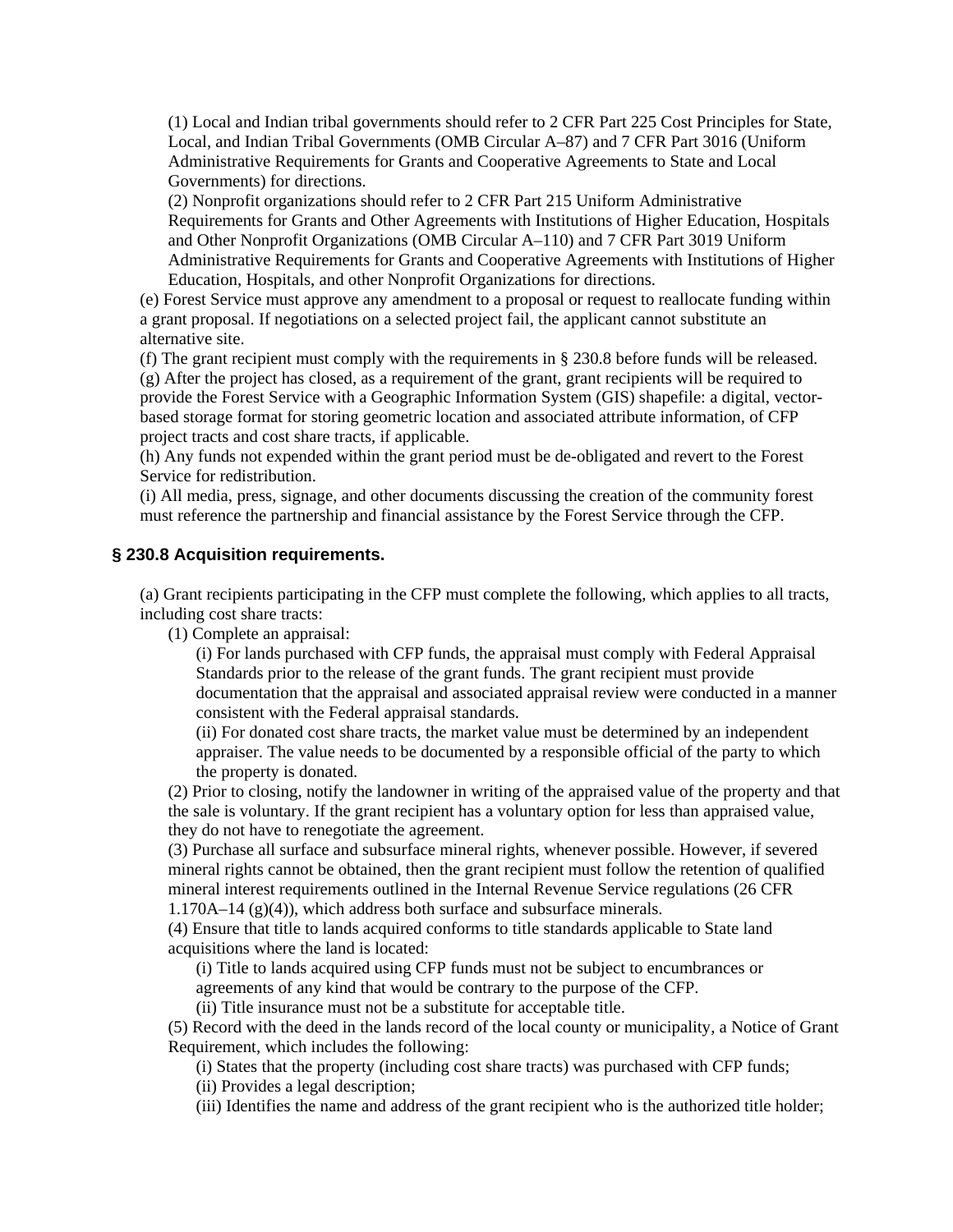(1) Local and Indian tribal governments should refer to 2 CFR Part 225 Cost Principles for State, Local, and Indian Tribal Governments (OMB Circular A–87) and 7 CFR Part 3016 (Uniform Administrative Requirements for Grants and Cooperative Agreements to State and Local Governments) for directions.

(2) Nonprofit organizations should refer to 2 CFR Part 215 Uniform Administrative Requirements for Grants and Other Agreements with Institutions of Higher Education, Hospitals and Other Nonprofit Organizations (OMB Circular A–110) and 7 CFR Part 3019 Uniform Administrative Requirements for Grants and Cooperative Agreements with Institutions of Higher Education, Hospitals, and other Nonprofit Organizations for directions.

(e) Forest Service must approve any amendment to a proposal or request to reallocate funding within a grant proposal. If negotiations on a selected project fail, the applicant cannot substitute an alternative site.

(f) The grant recipient must comply with the requirements in § 230.8 before funds will be released.

(g) After the project has closed, as a requirement of the grant, grant recipients will be required to provide the Forest Service with a Geographic Information System (GIS) shapefile: a digital, vector-based storage format for storing geometric location and associated attribute information, of CFP project tracts and cost share tracts, if applicable.

(h) Any funds not expended within the grant period must be de-obligated and revert to the Forest Service for redistribution.

(i) All media, press, signage, and other documents discussing the creation of the community forest must reference the partnership and financial assistance by the Forest Service through the CFP.

## § 230.8 Acquisition requirements.

(a) Grant recipients participating in the CFP must complete the following, which applies to all tracts, including cost share tracts:

(1) Complete an appraisal:

(i) For lands purchased with CFP funds, the appraisal must comply with Federal Appraisal Standards prior to the release of the grant funds. The grant recipient must provide documentation that the appraisal and associated appraisal review were conducted in a manner consistent with the Federal appraisal standards.

(ii) For donated cost share tracts, the market value must be determined by an independent appraiser. The value needs to be documented by a responsible official of the party to which the property is donated.

(2) Prior to closing, notify the landowner in writing of the appraised value of the property and that the sale is voluntary. If the grant recipient has a voluntary option for less than appraised value, they do not have to renegotiate the agreement.

(3) Purchase all surface and subsurface mineral rights, whenever possible. However, if severed mineral rights cannot be obtained, then the grant recipient must follow the retention of qualified mineral interest requirements outlined in the Internal Revenue Service regulations (26 CFR 1.170A–14 (g)(4)), which address both surface and subsurface minerals.

(4) Ensure that title to lands acquired conforms to title standards applicable to State land acquisitions where the land is located:

(i) Title to lands acquired using CFP funds must not be subject to encumbrances or agreements of any kind that would be contrary to the purpose of the CFP.

(ii) Title insurance must not be a substitute for acceptable title.

(5) Record with the deed in the lands record of the local county or municipality, a Notice of Grant Requirement, which includes the following:

(i) States that the property (including cost share tracts) was purchased with CFP funds;

(ii) Provides a legal description;

(iii) Identifies the name and address of the grant recipient who is the authorized title holder;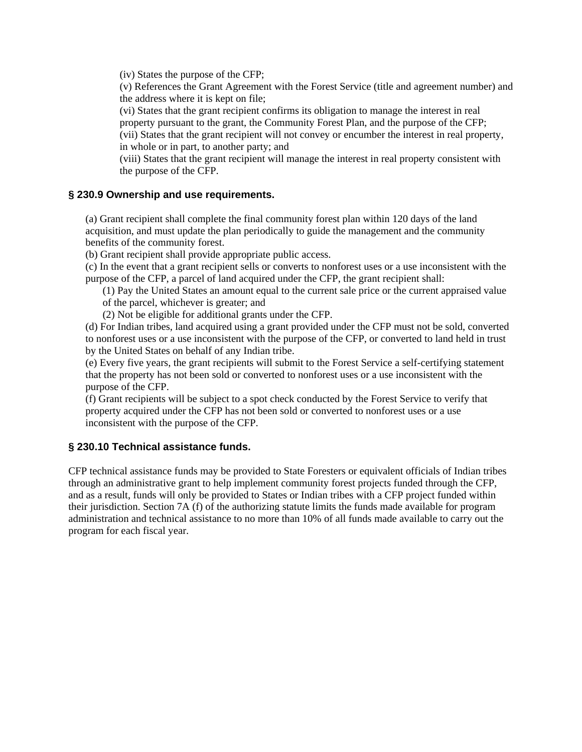(iv) States the purpose of the CFP;
(v) References the Grant Agreement with the Forest Service (title and agreement number) and the address where it is kept on file;
(vi) States that the grant recipient confirms its obligation to manage the interest in real property pursuant to the grant, the Community Forest Plan, and the purpose of the CFP;
(vii) States that the grant recipient will not convey or encumber the interest in real property, in whole or in part, to another party; and
(viii) States that the grant recipient will manage the interest in real property consistent with the purpose of the CFP.

### § 230.9 Ownership and use requirements.

(a) Grant recipient shall complete the final community forest plan within 120 days of the land acquisition, and must update the plan periodically to guide the management and the community benefits of the community forest.
(b) Grant recipient shall provide appropriate public access.
(c) In the event that a grant recipient sells or converts to nonforest uses or a use inconsistent with the purpose of the CFP, a parcel of land acquired under the CFP, the grant recipient shall:
(1) Pay the United States an amount equal to the current sale price or the current appraised value of the parcel, whichever is greater; and
(2) Not be eligible for additional grants under the CFP.
(d) For Indian tribes, land acquired using a grant provided under the CFP must not be sold, converted to nonforest uses or a use inconsistent with the purpose of the CFP, or converted to land held in trust by the United States on behalf of any Indian tribe.
(e) Every five years, the grant recipients will submit to the Forest Service a self-certifying statement that the property has not been sold or converted to nonforest uses or a use inconsistent with the purpose of the CFP.
(f) Grant recipients will be subject to a spot check conducted by the Forest Service to verify that property acquired under the CFP has not been sold or converted to nonforest uses or a use inconsistent with the purpose of the CFP.

### § 230.10 Technical assistance funds.

CFP technical assistance funds may be provided to State Foresters or equivalent officials of Indian tribes through an administrative grant to help implement community forest projects funded through the CFP, and as a result, funds will only be provided to States or Indian tribes with a CFP project funded within their jurisdiction. Section 7A (f) of the authorizing statute limits the funds made available for program administration and technical assistance to no more than 10% of all funds made available to carry out the program for each fiscal year.